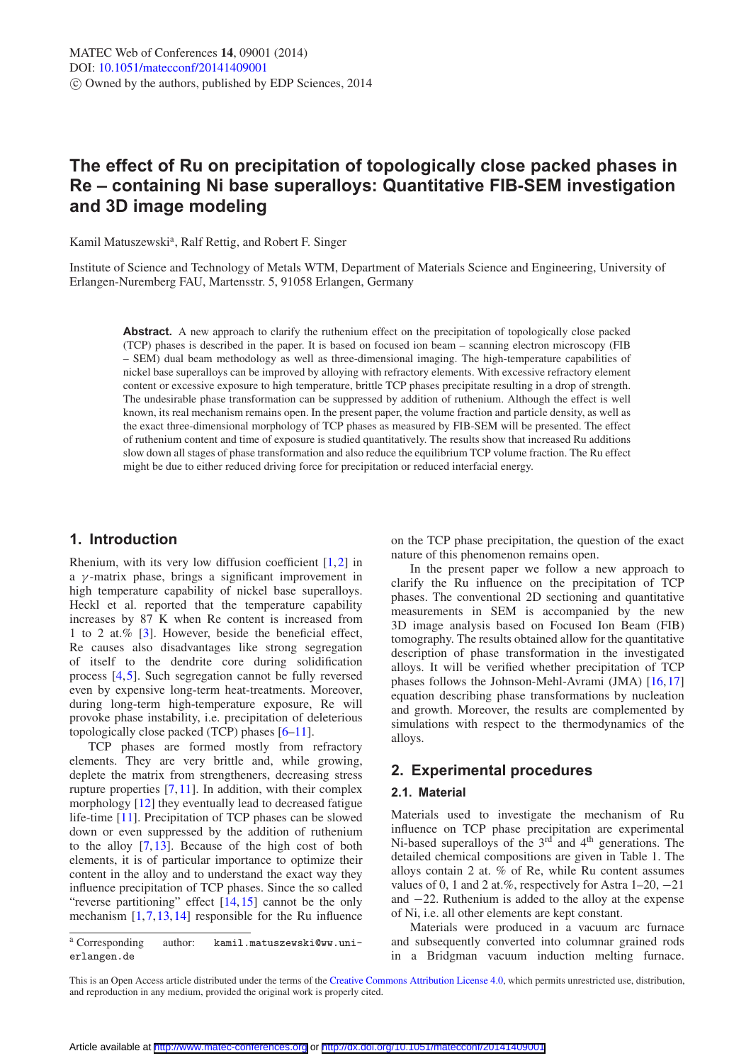# The effect of Ru on precipitation of topologically close packed phases in Re – containing Ni base superalloys: Quantitative FIB-SEM investigation and 3D image modeling

Kamil Matuszewski[a], Ralf Rettig, and Robert F. Singer

Institute of Science and Technology of Metals WTM, Department of Materials Science and Engineering, University of Erlangen-Nuremberg FAU, Martensstr. 5, 91058 Erlangen, Germany

**Abstract.** A new approach to clarify the ruthenium effect on the precipitation of topologically close packed (TCP) phases is described in the paper. It is based on focused ion beam – scanning electron microscopy (FIB – SEM) dual beam methodology as well as three-dimensional imaging. The high-temperature capabilities of nickel base superalloys can be improved by alloying with refractory elements. With excessive refractory element content or excessive exposure to high temperature, brittle TCP phases precipitate resulting in a drop of strength. The undesirable phase transformation can be suppressed by addition of ruthenium. Although the effect is well known, its real mechanism remains open. In the present paper, the volume fraction and particle density, as well as the exact three-dimensional morphology of TCP phases as measured by FIB-SEM will be presented. The effect of ruthenium content and time of exposure is studied quantitatively. The results show that increased Ru additions slow down all stages of phase transformation and also reduce the equilibrium TCP volume fraction. The Ru effect might be due to either reduced driving force for precipitation or reduced interfacial energy.

## 1. Introduction

Rhenium, with its very low diffusion coefficient [1,2] in a $\gamma$-matrix phase, brings a significant improvement in high temperature capability of nickel base superalloys. Heckl et al. reported that the temperature capability increases by 87 K when Re content is increased from 1 to 2 at.% [3]. However, beside the beneficial effect, Re causes also disadvantages like strong segregation of itself to the dendrite core during solidification process [4,5]. Such segregation cannot be fully reversed even by expensive long-term heat-treatments. Moreover, during long-term high-temperature exposure, Re will provoke phase instability, i.e. precipitation of deleterious topologically close packed (TCP) phases [6–11].

TCP phases are formed mostly from refractory elements. They are very brittle and, while growing, deplete the matrix from strengtheners, decreasing stress rupture properties [7,11]. In addition, with their complex morphology [12] they eventually lead to decreased fatigue life-time [11]. Precipitation of TCP phases can be slowed down or even suppressed by the addition of ruthenium to the alloy [7,13]. Because of the high cost of both elements, it is of particular importance to optimize their content in the alloy and to understand the exact way they influence precipitation of TCP phases. Since the so called "reverse partitioning" effect [14,15] cannot be the only mechanism [1,7,13,14] responsible for the Ru influence on the TCP phase precipitation, the question of the exact nature of this phenomenon remains open.

In the present paper we follow a new approach to clarify the Ru influence on the precipitation of TCP phases. The conventional 2D sectioning and quantitative measurements in SEM is accompanied by the new 3D image analysis based on Focused Ion Beam (FIB) tomography. The results obtained allow for the quantitative description of phase transformation in the investigated alloys. It will be verified whether precipitation of TCP phases follows the Johnson-Mehl-Avrami (JMA) [16,17] equation describing phase transformations by nucleation and growth. Moreover, the results are complemented by simulations with respect to the thermodynamics of the alloys.

## 2. Experimental procedures

### 2.1. Material

Materials used to investigate the mechanism of Ru influence on TCP phase precipitation are experimental Ni-based superalloys of the 3$^{rd}$ and 4$^{th}$ generations. The detailed chemical compositions are given in Table 1. The alloys contain 2 at. % of Re, while Ru content assumes values of 0, 1 and 2 at.%, respectively for Astra 1–20, −21 and −22. Ruthenium is added to the alloy at the expense of Ni, i.e. all other elements are kept constant.

Materials were produced in a vacuum arc furnace and subsequently converted into columnar grained rods in a Bridgman vacuum induction melting furnace.

[a] Corresponding author: kamil.matuszewski@ww.uni-erlangen.de

This is an Open Access article distributed under the terms of the Creative Commons Attribution License 4.0, which permits unrestricted use, distribution, and reproduction in any medium, provided the original work is properly cited.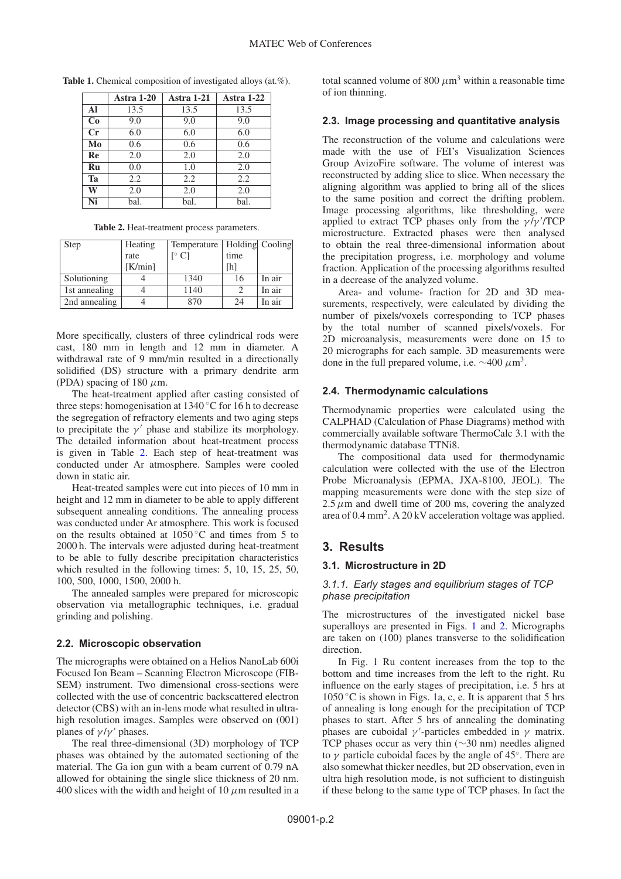**Table 1.** Chemical composition of investigated alloys (at.%).

| | Astra 1-20 | Astra 1-21 | Astra 1-22 |
|---|---|---|---|
| **Al** | 13.5 | 13.5 | 13.5 |
| **Co** | 9.0 | 9.0 | 9.0 |
| **Cr** | 6.0 | 6.0 | 6.0 |
| **Mo** | 0.6 | 0.6 | 0.6 |
| **Re** | 2.0 | 2.0 | 2.0 |
| **Ru** | 0.0 | 1.0 | 2.0 |
| **Ta** | 2.2 | 2.2 | 2.2 |
| **W** | 2.0 | 2.0 | 2.0 |
| **Ni** | bal. | bal. | bal. |

**Table 2.** Heat-treatment process parameters.

| Step | Heating rate [K/min] | Temperature [° C] | Holding time [h] | Cooling |
|---|---|---|---|---|
| Solutioning | 4 | 1340 | 16 | In air |
| 1st annealing | 4 | 1140 | 2 | In air |
| 2nd annealing | 4 | 870 | 24 | In air |

More specifically, clusters of three cylindrical rods were cast, 180 mm in length and 12 mm in diameter. A withdrawal rate of 9 mm/min resulted in a directionally solidified (DS) structure with a primary dendrite arm (PDA) spacing of 180 $\mu$m.

The heat-treatment applied after casting consisted of three steps: homogenisation at 1340 °C for 16 h to decrease the segregation of refractory elements and two aging steps to precipitate the $\gamma'$ phase and stabilize its morphology. The detailed information about heat-treatment process is given in Table 2. Each step of heat-treatment was conducted under Ar atmosphere. Samples were cooled down in static air.

Heat-treated samples were cut into pieces of 10 mm in height and 12 mm in diameter to be able to apply different subsequent annealing conditions. The annealing process was conducted under Ar atmosphere. This work is focused on the results obtained at 1050 °C and times from 5 to 2000 h. The intervals were adjusted during heat-treatment to be able to fully describe precipitation characteristics which resulted in the following times: 5, 10, 15, 25, 50, 100, 500, 1000, 1500, 2000 h.

The annealed samples were prepared for microscopic observation via metallographic techniques, i.e. gradual grinding and polishing.

### 2.2. Microscopic observation

The micrographs were obtained on a Helios NanoLab 600i Focused Ion Beam – Scanning Electron Microscope (FIB-SEM) instrument. Two dimensional cross-sections were collected with the use of concentric backscattered electron detector (CBS) with an in-lens mode what resulted in ultra-high resolution images. Samples were observed on (001) planes of $\gamma/\gamma'$ phases.

The real three-dimensional (3D) morphology of TCP phases was obtained by the automated sectioning of the material. The Ga ion gun with a beam current of 0.79 nA allowed for obtaining the single slice thickness of 20 nm. 400 slices with the width and height of 10 $\mu$m resulted in a total scanned volume of 800 $\mu m^3$ within a reasonable time of ion thinning.

### 2.3. Image processing and quantitative analysis

The reconstruction of the volume and calculations were made with the use of FEI's Visualization Sciences Group AvizoFire software. The volume of interest was reconstructed by adding slice to slice. When necessary the aligning algorithm was applied to bring all of the slices to the same position and correct the drifting problem. Image processing algorithms, like thresholding, were applied to extract TCP phases only from the $\gamma/\gamma'$/TCP microstructure. Extracted phases were then analysed to obtain the real three-dimensional information about the precipitation progress, i.e. morphology and volume fraction. Application of the processing algorithms resulted in a decrease of the analyzed volume.

Area- and volume- fraction for 2D and 3D measurements, respectively, were calculated by dividing the number of pixels/voxels corresponding to TCP phases by the total number of scanned pixels/voxels. For 2D microanalysis, measurements were done on 15 to 20 micrographs for each sample. 3D measurements were done in the full prepared volume, i.e. ∼400 $\mu m^3$.

### 2.4. Thermodynamic calculations

Thermodynamic properties were calculated using the CALPHAD (Calculation of Phase Diagrams) method with commercially available software ThermoCalc 3.1 with the thermodynamic database TTNi8.

The compositional data used for thermodynamic calculation were collected with the use of the Electron Probe Microanalysis (EPMA, JXA-8100, JEOL). The mapping measurements were done with the step size of 2.5 $\mu$m and dwell time of 200 ms, covering the analyzed area of 0.4 $mm^2$. A 20 kV acceleration voltage was applied.

## 3. Results

### 3.1. Microstructure in 2D

#### 3.1.1. Early stages and equilibrium stages of TCP phase precipitation

The microstructures of the investigated nickel base superalloys are presented in Figs. 1 and 2. Micrographs are taken on (100) planes transverse to the solidification direction.

In Fig. 1 Ru content increases from the top to the bottom and time increases from the left to the right. Ru influence on the early stages of precipitation, i.e. 5 hrs at 1050 °C is shown in Figs. 1a, c, e. It is apparent that 5 hrs of annealing is long enough for the precipitation of TCP phases to start. After 5 hrs of annealing the dominating phases are cuboidal $\gamma'$-particles embedded in $\gamma$ matrix. TCP phases occur as very thin (∼30 nm) needles aligned to $\gamma$ particle cuboidal faces by the angle of 45°. There are also somewhat thicker needles, but 2D observation, even in ultra high resolution mode, is not sufficient to distinguish if these belong to the same type of TCP phases. In fact the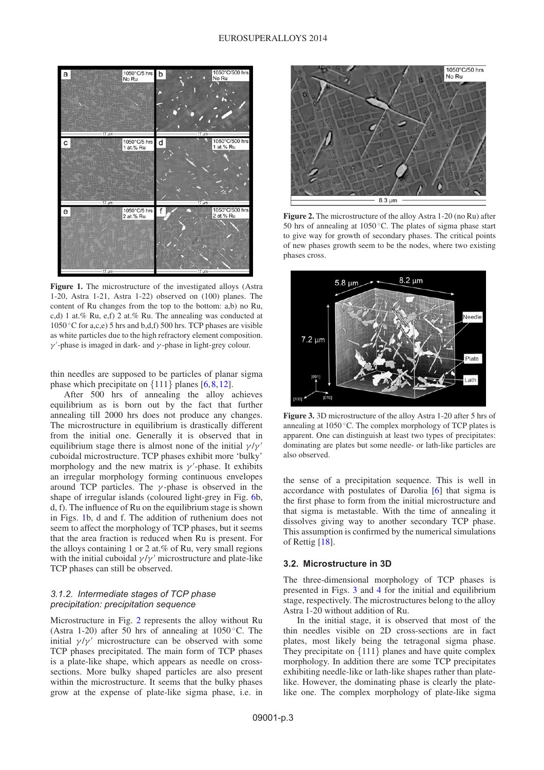**Figure 1.** The microstructure of the investigated alloys (Astra 1-20, Astra 1-21, Astra 1-22) observed on (100) planes. The content of Ru changes from the top to the bottom: a,b) no Ru, c,d) 1 at.% Ru, e,f) 2 at.% Ru. The annealing was conducted at 1050 °C for a,c,e) 5 hrs and b,d,f) 500 hrs. TCP phases are visible as white particles due to the high refractory element composition. $\gamma'$-phase is imaged in dark- and $\gamma$-phase in light-grey colour.

thin needles are supposed to be particles of planar sigma phase which precipitate on {111} planes [6,8,12].

After 500 hrs of annealing the alloy achieves equilibrium as is born out by the fact that further annealing till 2000 hrs does not produce any changes. The microstructure in equilibrium is drastically different from the initial one. Generally it is observed that in equilibrium stage there is almost none of the initial $\gamma/\gamma'$ cuboidal microstructure. TCP phases exhibit more 'bulky' morphology and the new matrix is $\gamma'$-phase. It exhibits an irregular morphology forming continuous envelopes around TCP particles. The $\gamma$-phase is observed in the shape of irregular islands (coloured light-grey in Fig. 6b, d, f). The influence of Ru on the equilibrium stage is shown in Figs. 1b, d and f. The addition of ruthenium does not seem to affect the morphology of TCP phases, but it seems that the area fraction is reduced when Ru is present. For the alloys containing 1 or 2 at.% of Ru, very small regions with the initial cuboidal $\gamma/\gamma'$ microstructure and plate-like TCP phases can still be observed.

### 3.1.2. *Intermediate stages of TCP phase precipitation: precipitation sequence*

Microstructure in Fig. 2 represents the alloy without Ru (Astra 1-20) after 50 hrs of annealing at 1050 °C. The initial $\gamma/\gamma'$ microstructure can be observed with some TCP phases precipitated. The main form of TCP phases is a plate-like shape, which appears as needle on cross-sections. More bulky shaped particles are also present within the microstructure. It seems that the bulky phases grow at the expense of plate-like sigma phase, i.e. in the sense of a precipitation sequence. This is well in accordance with postulates of Darolia [6] that sigma is the first phase to form from the initial microstructure and that sigma is metastable. With the time of annealing it dissolves giving way to another secondary TCP phase. This assumption is confirmed by the numerical simulations of Rettig [18].

**Figure 2.** The microstructure of the alloy Astra 1-20 (no Ru) after 50 hrs of annealing at 1050 °C. The plates of sigma phase start to give way for growth of secondary phases. The critical points of new phases growth seem to be the nodes, where two existing phases cross.

**Figure 3.** 3D microstructure of the alloy Astra 1-20 after 5 hrs of annealing at 1050 °C. The complex morphology of TCP plates is apparent. One can distinguish at least two types of precipitates: dominating are plates but some needle- or lath-like particles are also observed.

## 3.2. Microstructure in 3D

The three-dimensional morphology of TCP phases is presented in Figs. 3 and 4 for the initial and equilibrium stage, respectively. The microstructures belong to the alloy Astra 1-20 without addition of Ru.

In the initial stage, it is observed that most of the thin needles visible on 2D cross-sections are in fact plates, most likely being the tetragonal sigma phase. They precipitate on {111} planes and have quite complex morphology. In addition there are some TCP precipitates exhibiting needle-like or lath-like shapes rather than plate-like. However, the dominating phase is clearly the plate-like one. The complex morphology of plate-like sigma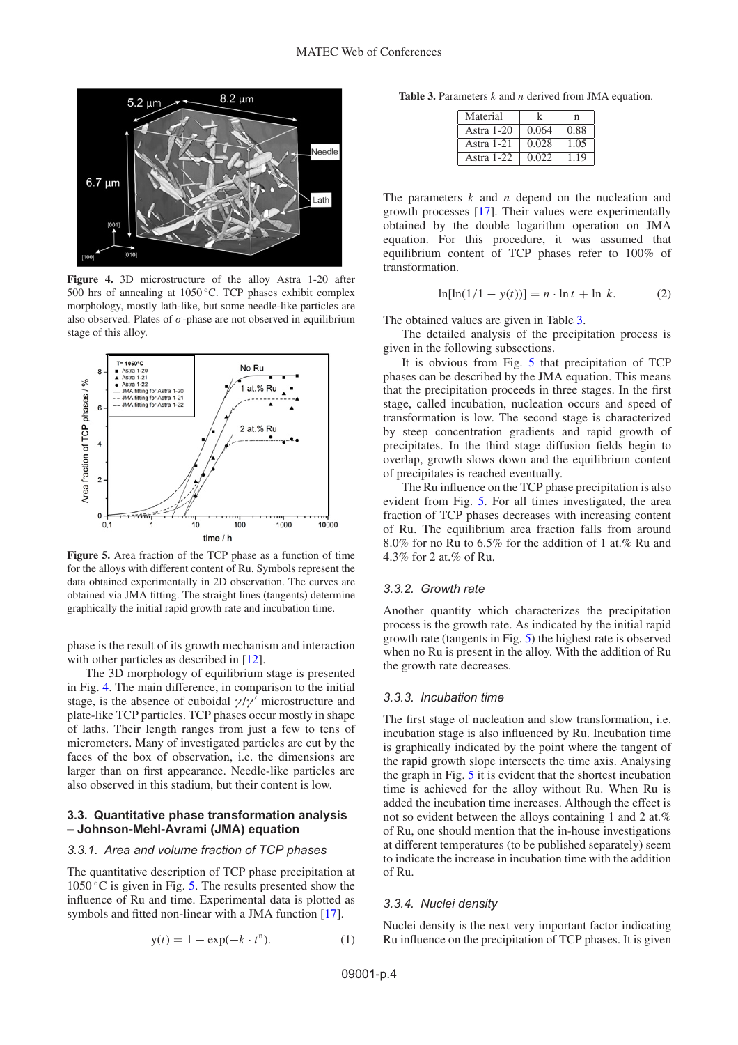Figure 4. 3D microstructure of the alloy Astra 1-20 after 500 hrs of annealing at 1050 °C. TCP phases exhibit complex morphology, mostly lath-like, but some needle-like particles are also observed. Plates of $\sigma$-phase are not observed in equilibrium stage of this alloy.

Figure 5. Area fraction of the TCP phase as a function of time for the alloys with different content of Ru. Symbols represent the data obtained experimentally in 2D observation. The curves are obtained via JMA fitting. The straight lines (tangents) determine graphically the initial rapid growth rate and incubation time.

phase is the result of its growth mechanism and interaction with other particles as described in [12].

The 3D morphology of equilibrium stage is presented in Fig. 4. The main difference, in comparison to the initial stage, is the absence of cuboidal $\gamma/\gamma'$ microstructure and plate-like TCP particles. TCP phases occur mostly in shape of laths. Their length ranges from just a few to tens of micrometers. Many of investigated particles are cut by the faces of the box of observation, i.e. the dimensions are larger than on first appearance. Needle-like particles are also observed in this stadium, but their content is low.

### 3.3. Quantitative phase transformation analysis – Johnson-Mehl-Avrami (JMA) equation

#### 3.3.1. Area and volume fraction of TCP phases

The quantitative description of TCP phase precipitation at 1050 °C is given in Fig. 5. The results presented show the influence of Ru and time. Experimental data is plotted as symbols and fitted non-linear with a JMA function [17].

$$y(t) = 1 - \exp(-k \cdot t^n). \tag{1}$$

**Table 3.** Parameters $k$ and $n$ derived from JMA equation.

| Material | k | n |
|---|---|---|
| Astra 1-20 | 0.064 | 0.88 |
| Astra 1-21 | 0.028 | 1.05 |
| Astra 1-22 | 0.022 | 1.19 |

The parameters $k$ and $n$ depend on the nucleation and growth processes [17]. Their values were experimentally obtained by the double logarithm operation on JMA equation. For this procedure, it was assumed that equilibrium content of TCP phases refer to 100% of transformation.

$$\ln[\ln(1/1 - y(t))] = n \cdot \ln t + \ln\, k. \tag{2}$$

The obtained values are given in Table 3.

The detailed analysis of the precipitation process is given in the following subsections.

It is obvious from Fig. 5 that precipitation of TCP phases can be described by the JMA equation. This means that the precipitation proceeds in three stages. In the first stage, called incubation, nucleation occurs and speed of transformation is low. The second stage is characterized by steep concentration gradients and rapid growth of precipitates. In the third stage diffusion fields begin to overlap, growth slows down and the equilibrium content of precipitates is reached eventually.

The Ru influence on the TCP phase precipitation is also evident from Fig. 5. For all times investigated, the area fraction of TCP phases decreases with increasing content of Ru. The equilibrium area fraction falls from around 8.0% for no Ru to 6.5% for the addition of 1 at.% Ru and 4.3% for 2 at.% of Ru.

#### 3.3.2. Growth rate

Another quantity which characterizes the precipitation process is the growth rate. As indicated by the initial rapid growth rate (tangents in Fig. 5) the highest rate is observed when no Ru is present in the alloy. With the addition of Ru the growth rate decreases.

#### 3.3.3. Incubation time

The first stage of nucleation and slow transformation, i.e. incubation stage is also influenced by Ru. Incubation time is graphically indicated by the point where the tangent of the rapid growth slope intersects the time axis. Analysing the graph in Fig. 5 it is evident that the shortest incubation time is achieved for the alloy without Ru. When Ru is added the incubation time increases. Although the effect is not so evident between the alloys containing 1 and 2 at.% of Ru, one should mention that the in-house investigations at different temperatures (to be published separately) seem to indicate the increase in incubation time with the addition of Ru.

#### 3.3.4. Nuclei density

Nuclei density is the next very important factor indicating Ru influence on the precipitation of TCP phases. It is given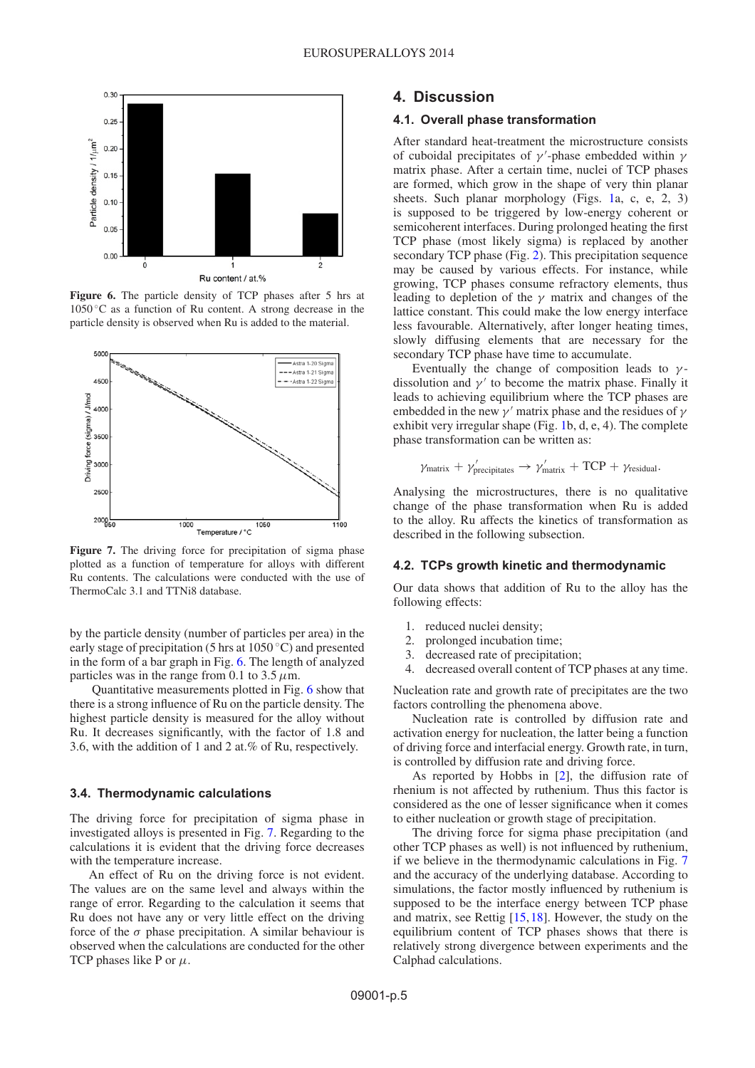Figure 6. The particle density of TCP phases after 5 hrs at 1050 °C as a function of Ru content. A strong decrease in the particle density is observed when Ru is added to the material.

Figure 7. The driving force for precipitation of sigma phase plotted as a function of temperature for alloys with different Ru contents. The calculations were conducted with the use of ThermoCalc 3.1 and TTNi8 database.

by the particle density (number of particles per area) in the early stage of precipitation (5 hrs at 1050 °C) and presented in the form of a bar graph in Fig. 6. The length of analyzed particles was in the range from 0.1 to 3.5 $\mu$m.

Quantitative measurements plotted in Fig. 6 show that there is a strong influence of Ru on the particle density. The highest particle density is measured for the alloy without Ru. It decreases significantly, with the factor of 1.8 and 3.6, with the addition of 1 and 2 at.% of Ru, respectively.

### 3.4. Thermodynamic calculations

The driving force for precipitation of sigma phase in investigated alloys is presented in Fig. 7. Regarding to the calculations it is evident that the driving force decreases with the temperature increase.

An effect of Ru on the driving force is not evident. The values are on the same level and always within the range of error. Regarding to the calculation it seems that Ru does not have any or very little effect on the driving force of the $\sigma$ phase precipitation. A similar behaviour is observed when the calculations are conducted for the other TCP phases like P or $\mu$.

## 4. Discussion

### 4.1. Overall phase transformation

After standard heat-treatment the microstructure consists of cuboidal precipitates of $\gamma'$-phase embedded within $\gamma$ matrix phase. After a certain time, nuclei of TCP phases are formed, which grow in the shape of very thin planar sheets. Such planar morphology (Figs. 1a, c, e, 2, 3) is supposed to be triggered by low-energy coherent or semicoherent interfaces. During prolonged heating the first TCP phase (most likely sigma) is replaced by another secondary TCP phase (Fig. 2). This precipitation sequence may be caused by various effects. For instance, while growing, TCP phases consume refractory elements, thus leading to depletion of the $\gamma$ matrix and changes of the lattice constant. This could make the low energy interface less favourable. Alternatively, after longer heating times, slowly diffusing elements that are necessary for the secondary TCP phase have time to accumulate.

Eventually the change of composition leads to $\gamma$-dissolution and $\gamma'$ to become the matrix phase. Finally it leads to achieving equilibrium where the TCP phases are embedded in the new $\gamma'$ matrix phase and the residues of $\gamma$ exhibit very irregular shape (Fig. 1b, d, e, 4). The complete phase transformation can be written as:

$$\gamma_{\text{matrix}} + \gamma'_{\text{precipitates}} \rightarrow \gamma'_{\text{matrix}} + \text{TCP} + \gamma_{\text{residual}}.$$

Analysing the microstructures, there is no qualitative change of the phase transformation when Ru is added to the alloy. Ru affects the kinetics of transformation as described in the following subsection.

### 4.2. TCPs growth kinetic and thermodynamic

Our data shows that addition of Ru to the alloy has the following effects:

1. reduced nuclei density;
2. prolonged incubation time;
3. decreased rate of precipitation;
4. decreased overall content of TCP phases at any time.

Nucleation rate and growth rate of precipitates are the two factors controlling the phenomena above.

Nucleation rate is controlled by diffusion rate and activation energy for nucleation, the latter being a function of driving force and interfacial energy. Growth rate, in turn, is controlled by diffusion rate and driving force.

As reported by Hobbs in [2], the diffusion rate of rhenium is not affected by ruthenium. Thus this factor is considered as the one of lesser significance when it comes to either nucleation or growth stage of precipitation.

The driving force for sigma phase precipitation (and other TCP phases as well) is not influenced by ruthenium, if we believe in the thermodynamic calculations in Fig. 7 and the accuracy of the underlying database. According to simulations, the factor mostly influenced by ruthenium is supposed to be the interface energy between TCP phase and matrix, see Rettig [15, 18]. However, the study on the equilibrium content of TCP phases shows that there is relatively strong divergence between experiments and the Calphad calculations.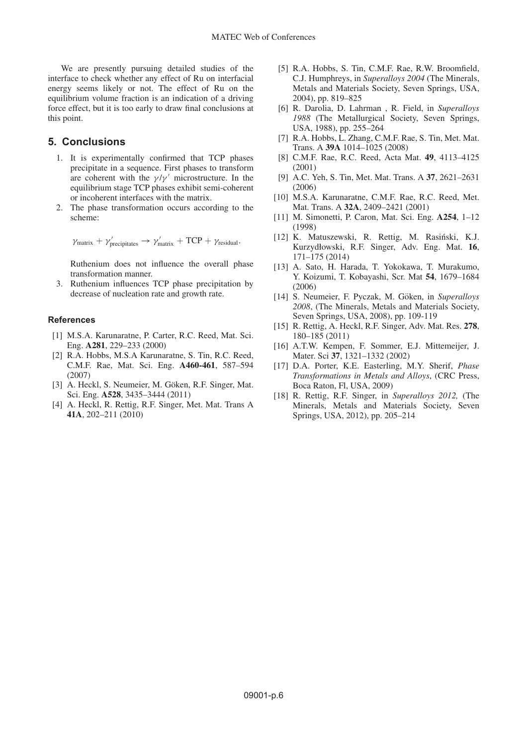We are presently pursuing detailed studies of the interface to check whether any effect of Ru on interfacial energy seems likely or not. The effect of Ru on the equilibrium volume fraction is an indication of a driving force effect, but it is too early to draw final conclusions at this point.

## 5. Conclusions

1. It is experimentally confirmed that TCP phases precipitate in a sequence. First phases to transform are coherent with the $\gamma/\gamma'$ microstructure. In the equilibrium stage TCP phases exhibit semi-coherent or incoherent interfaces with the matrix.
2. The phase transformation occurs according to the scheme:

   $$\gamma_{\text{matrix}} + \gamma'_{\text{precipitates}} \rightarrow \gamma'_{\text{matrix}} + \text{TCP} + \gamma_{\text{residual}}.$$

   Ruthenium does not influence the overall phase transformation manner.
3. Ruthenium influences TCP phase precipitation by decrease of nucleation rate and growth rate.

### References

[1] M.S.A. Karunaratne, P. Carter, R.C. Reed, Mat. Sci. Eng. **A281**, 229–233 (2000)

[2] R.A. Hobbs, M.S.A Karunaratne, S. Tin, R.C. Reed, C.M.F. Rae, Mat. Sci. Eng. **A460-461**, 587–594 (2007)

[3] A. Heckl, S. Neumeier, M. Göken, R.F. Singer, Mat. Sci. Eng. **A528**, 3435–3444 (2011)

[4] A. Heckl, R. Rettig, R.F. Singer, Met. Mat. Trans A **41A**, 202–211 (2010)

[5] R.A. Hobbs, S. Tin, C.M.F. Rae, R.W. Broomfield, C.J. Humphreys, in *Superalloys 2004* (The Minerals, Metals and Materials Society, Seven Springs, USA, 2004), pp. 819–825

[6] R. Darolia, D. Lahrman , R. Field, in *Superalloys 1988* (The Metallurgical Society, Seven Springs, USA, 1988), pp. 255–264

[7] R.A. Hobbs, L. Zhang, C.M.F. Rae, S. Tin, Met. Mat. Trans. A **39A** 1014–1025 (2008)

[8] C.M.F. Rae, R.C. Reed, Acta Mat. **49**, 4113–4125 (2001)

[9] A.C. Yeh, S. Tin, Met. Mat. Trans. A **37**, 2621–2631 (2006)

[10] M.S.A. Karunaratne, C.M.F. Rae, R.C. Reed, Met. Mat. Trans. A **32A**, 2409–2421 (2001)

[11] M. Simonetti, P. Caron, Mat. Sci. Eng. **A254**, 1–12 (1998)

[12] K. Matuszewski, R. Rettig, M. Rasiński, K.J. Kurzydłowski, R.F. Singer, Adv. Eng. Mat. **16**, 171–175 (2014)

[13] A. Sato, H. Harada, T. Yokokawa, T. Murakumo, Y. Koizumi, T. Kobayashi, Scr. Mat **54**, 1679–1684 (2006)

[14] S. Neumeier, F. Pyczak, M. Göken, in *Superalloys 2008*, (The Minerals, Metals and Materials Society, Seven Springs, USA, 2008), pp. 109-119

[15] R. Rettig, A. Heckl, R.F. Singer, Adv. Mat. Res. **278**, 180–185 (2011)

[16] A.T.W. Kempen, F. Sommer, E.J. Mittemeijer, J. Mater. Sci **37**, 1321–1332 (2002)

[17] D.A. Porter, K.E. Easterling, M.Y. Sherif, *Phase Transformations in Metals and Alloys*, (CRC Press, Boca Raton, Fl, USA, 2009)

[18] R. Rettig, R.F. Singer, in *Superalloys 2012,* (The Minerals, Metals and Materials Society, Seven Springs, USA, 2012), pp. 205–214